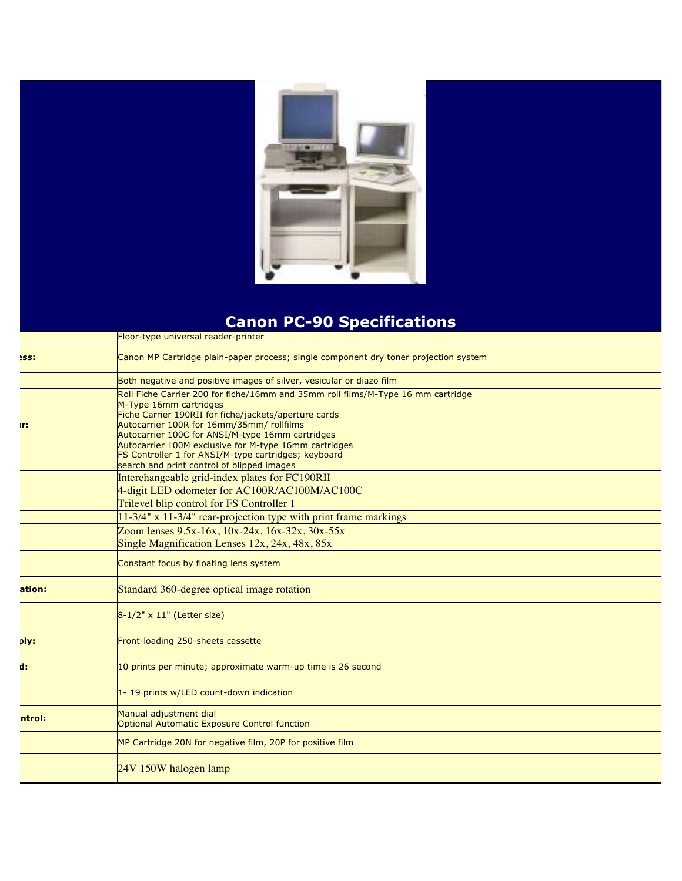# Canon PC-90 Specifications

| | |
|---|---|
| | Floor-type universal reader-printer |
| **ess:** | Canon MP Cartridge plain-paper process; single component dry toner projection system |
| | Both negative and positive images of silver, vesicular or diazo film |
| **er:** | Roll Fiche Carrier 200 for fiche/16mm and 35mm roll films/M-Type 16 mm cartridge<br>M-Type 16mm cartridges<br>Fiche Carrier 190RII for fiche/jackets/aperture cards<br>Autocarrier 100R for 16mm/35mm/ rollfilms<br>Autocarrier 100C for ANSI/M-type 16mm cartridges<br>Autocarrier 100M exclusive for M-type 16mm cartridges<br>FS Controller 1 for ANSI/M-type cartridges; keyboard<br>search and print control of blipped images |
| | Interchangeable grid-index plates for FC190RII<br>4-digit LED odometer for AC100R/AC100M/AC100C<br>Trilevel blip control for FS Controller 1 |
| | 11-3/4" x 11-3/4" rear-projection type with print frame markings |
| | Zoom lenses 9.5x-16x, 10x-24x, 16x-32x, 30x-55x<br>Single Magnification Lenses 12x, 24x, 48x, 85x |
| | Constant focus by floating lens system |
| **ation:** | Standard 360-degree optical image rotation |
| | 8-1/2" x 11" (Letter size) |
| **ply:** | Front-loading 250-sheets cassette |
| **d:** | 10 prints per minute; approximate warm-up time is 26 second |
| | 1- 19 prints w/LED count-down indication |
| **ntrol:** | Manual adjustment dial<br>Optional Automatic Exposure Control function |
| | MP Cartridge 20N for negative film, 20P for positive film |
| | 24V 150W halogen lamp |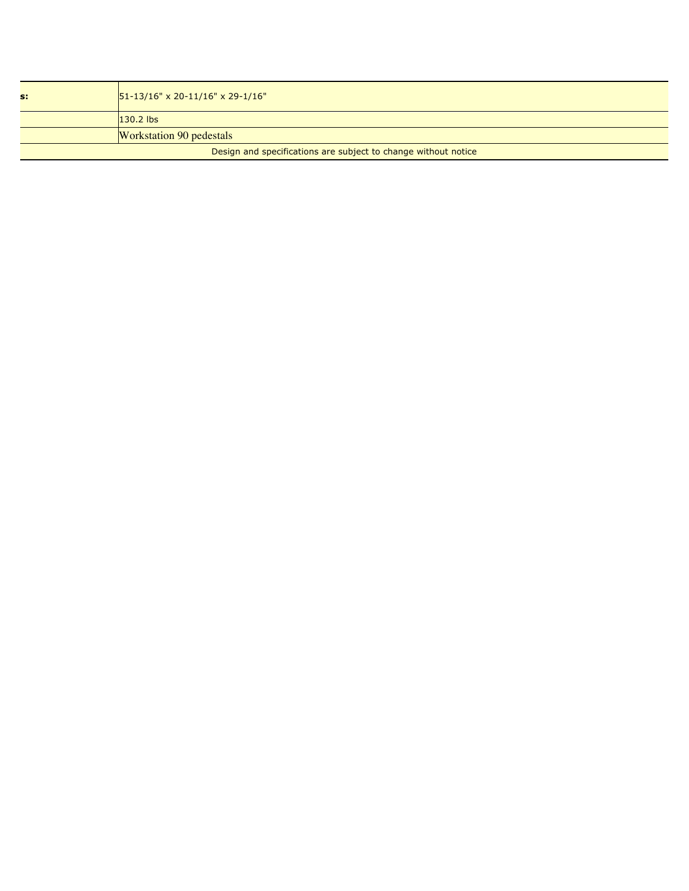| | |
|---|---|
| s: | 51-13/16" x 20-11/16" x 29-1/16" |
| | 130.2 lbs |
| | Workstation 90 pedestals |

Design and specifications are subject to change without notice